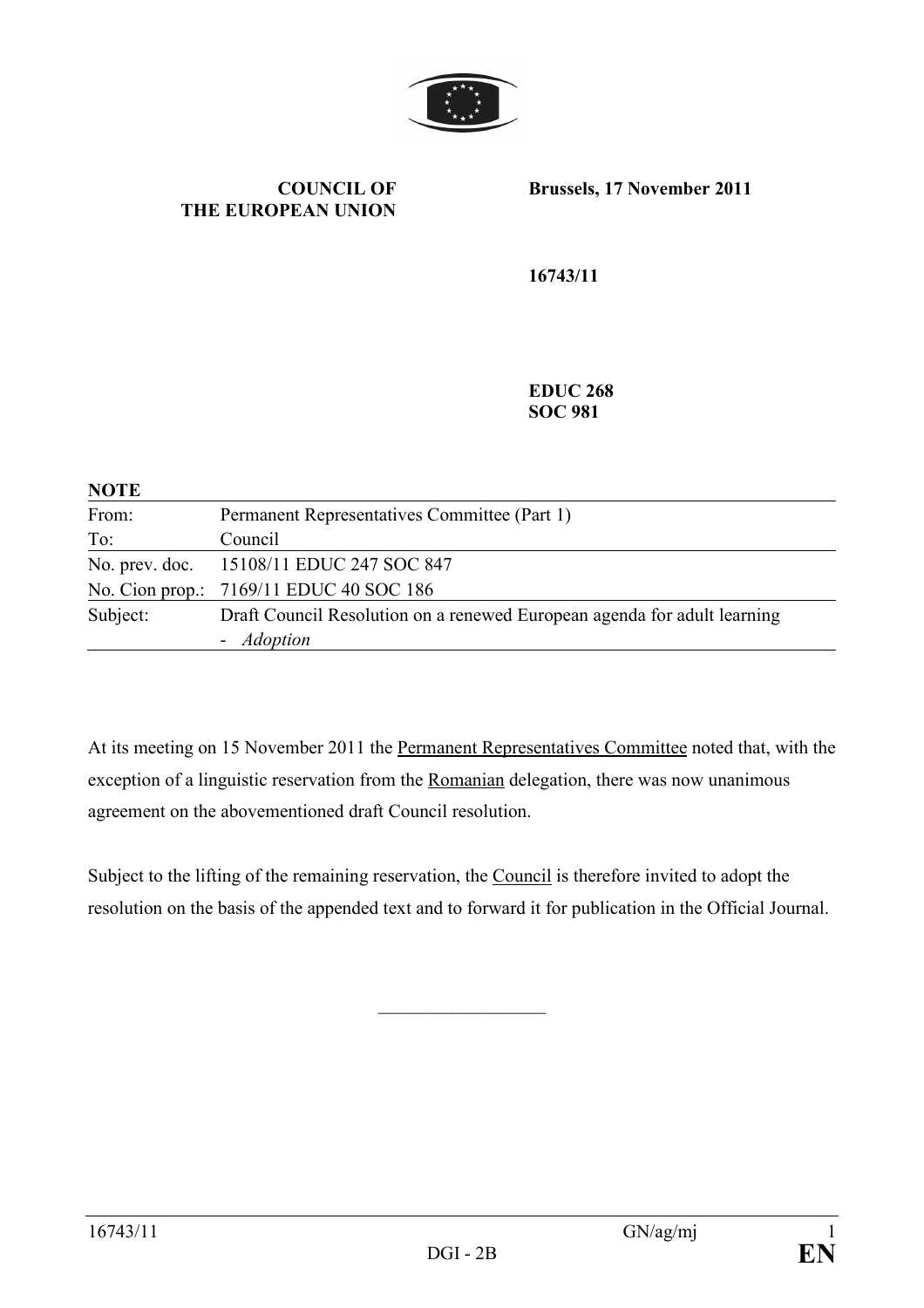**COUNCIL OF THE EUROPEAN UNION**

**Brussels, 17 November 2011**

**16743/11**

**EDUC 268**
**SOC 981**

**NOTE**

| | |
|---|---|
| From: | Permanent Representatives Committee (Part 1) |
| To: | Council |
| No. prev. doc. | 15108/11 EDUC 247 SOC 847 |
| No. Cion prop.: | 7169/11 EDUC 40 SOC 186 |
| Subject: | Draft Council Resolution on a renewed European agenda for adult learning<br>- *Adoption* |

At its meeting on 15 November 2011 the Permanent Representatives Committee noted that, with the exception of a linguistic reservation from the Romanian delegation, there was now unanimous agreement on the abovementioned draft Council resolution.

Subject to the lifting of the remaining reservation, the Council is therefore invited to adopt the resolution on the basis of the appended text and to forward it for publication in the Official Journal.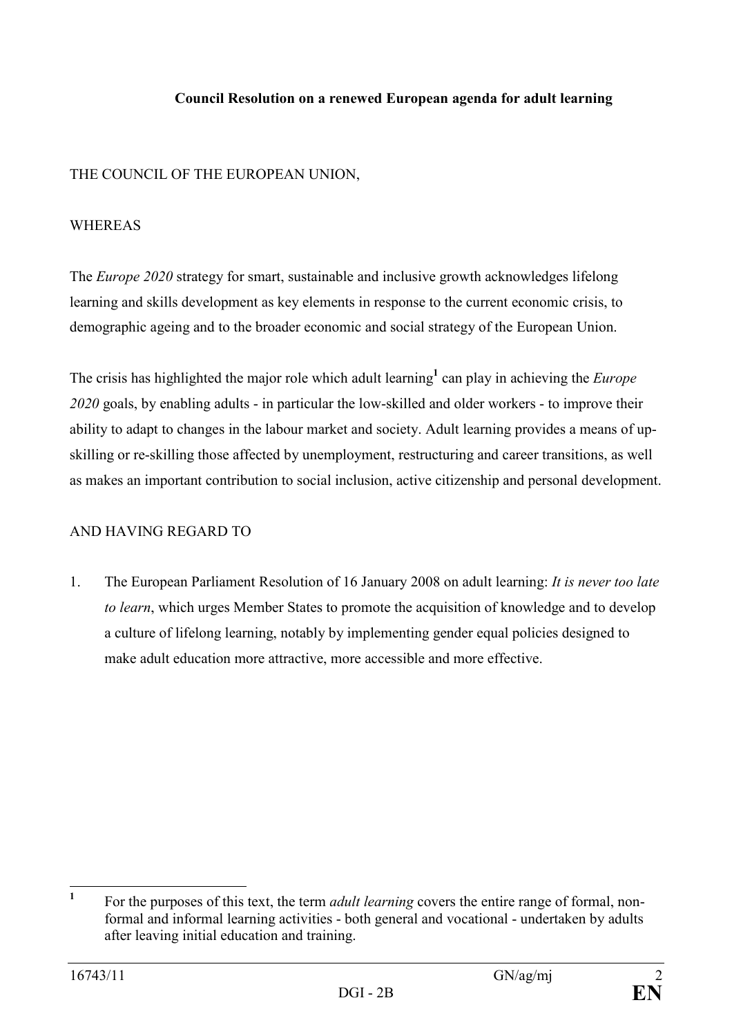**Council Resolution on a renewed European agenda for adult learning**

THE COUNCIL OF THE EUROPEAN UNION,

WHEREAS

The *Europe 2020* strategy for smart, sustainable and inclusive growth acknowledges lifelong learning and skills development as key elements in response to the current economic crisis, to demographic ageing and to the broader economic and social strategy of the European Union.

The crisis has highlighted the major role which adult learning[1] can play in achieving the *Europe 2020* goals, by enabling adults - in particular the low-skilled and older workers - to improve their ability to adapt to changes in the labour market and society. Adult learning provides a means of up-skilling or re-skilling those affected by unemployment, restructuring and career transitions, as well as makes an important contribution to social inclusion, active citizenship and personal development.

AND HAVING REGARD TO

1. The European Parliament Resolution of 16 January 2008 on adult learning: *It is never too late to learn*, which urges Member States to promote the acquisition of knowledge and to develop a culture of lifelong learning, notably by implementing gender equal policies designed to make adult education more attractive, more accessible and more effective.

---

[1] For the purposes of this text, the term *adult learning* covers the entire range of formal, non-formal and informal learning activities - both general and vocational - undertaken by adults after leaving initial education and training.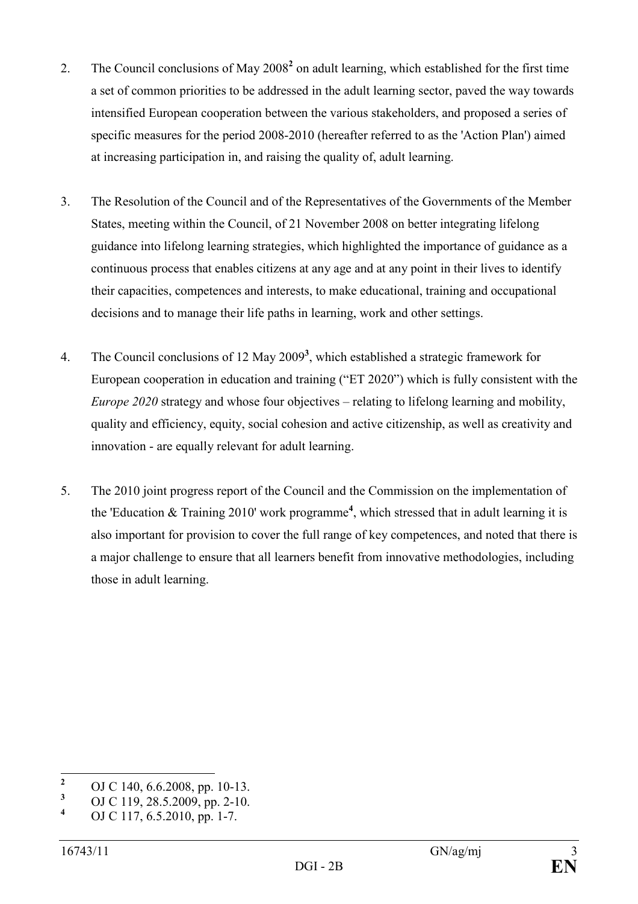2. The Council conclusions of May 2008[2] on adult learning, which established for the first time a set of common priorities to be addressed in the adult learning sector, paved the way towards intensified European cooperation between the various stakeholders, and proposed a series of specific measures for the period 2008-2010 (hereafter referred to as the 'Action Plan') aimed at increasing participation in, and raising the quality of, adult learning.

3. The Resolution of the Council and of the Representatives of the Governments of the Member States, meeting within the Council, of 21 November 2008 on better integrating lifelong guidance into lifelong learning strategies, which highlighted the importance of guidance as a continuous process that enables citizens at any age and at any point in their lives to identify their capacities, competences and interests, to make educational, training and occupational decisions and to manage their life paths in learning, work and other settings.

4. The Council conclusions of 12 May 2009[3], which established a strategic framework for European cooperation in education and training ("ET 2020") which is fully consistent with the *Europe 2020* strategy and whose four objectives – relating to lifelong learning and mobility, quality and efficiency, equity, social cohesion and active citizenship, as well as creativity and innovation - are equally relevant for adult learning.

5. The 2010 joint progress report of the Council and the Commission on the implementation of the 'Education & Training 2010' work programme[4], which stressed that in adult learning it is also important for provision to cover the full range of key competences, and noted that there is a major challenge to ensure that all learners benefit from innovative methodologies, including those in adult learning.

---

[2] OJ C 140, 6.6.2008, pp. 10-13.

[3] OJ C 119, 28.5.2009, pp. 2-10.

[4] OJ C 117, 6.5.2010, pp. 1-7.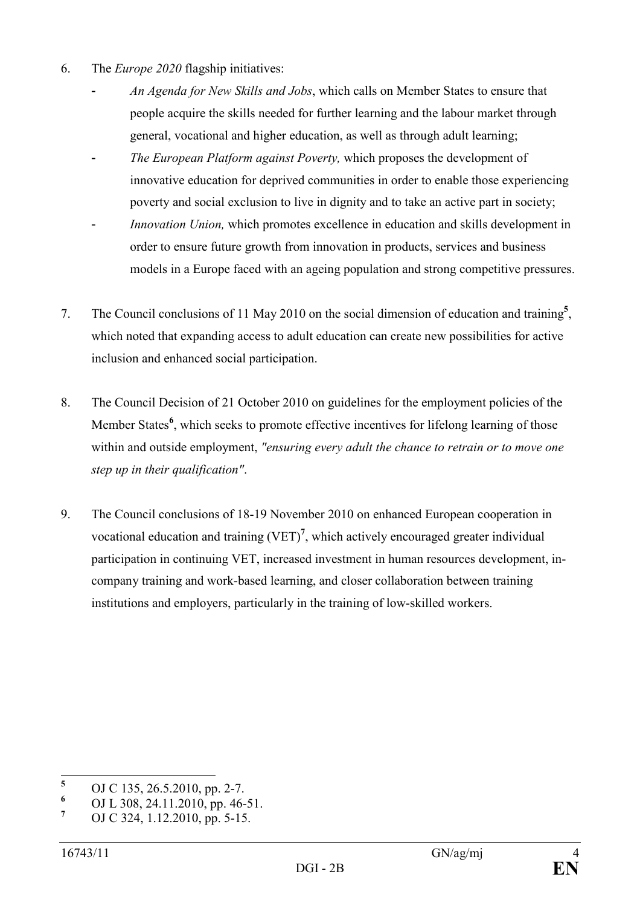6. The *Europe 2020* flagship initiatives:
   - *An Agenda for New Skills and Jobs*, which calls on Member States to ensure that people acquire the skills needed for further learning and the labour market through general, vocational and higher education, as well as through adult learning;
   - *The European Platform against Poverty,* which proposes the development of innovative education for deprived communities in order to enable those experiencing poverty and social exclusion to live in dignity and to take an active part in society;
   - *Innovation Union,* which promotes excellence in education and skills development in order to ensure future growth from innovation in products, services and business models in a Europe faced with an ageing population and strong competitive pressures.

7. The Council conclusions of 11 May 2010 on the social dimension of education and training[5], which noted that expanding access to adult education can create new possibilities for active inclusion and enhanced social participation.

8. The Council Decision of 21 October 2010 on guidelines for the employment policies of the Member States[6], which seeks to promote effective incentives for lifelong learning of those within and outside employment, *"ensuring every adult the chance to retrain or to move one step up in their qualification"*.

9. The Council conclusions of 18-19 November 2010 on enhanced European cooperation in vocational education and training (VET)[7], which actively encouraged greater individual participation in continuing VET, increased investment in human resources development, in-company training and work-based learning, and closer collaboration between training institutions and employers, particularly in the training of low-skilled workers.

---

[5] OJ C 135, 26.5.2010, pp. 2-7.

[6] OJ L 308, 24.11.2010, pp. 46-51.

[7] OJ C 324, 1.12.2010, pp. 5-15.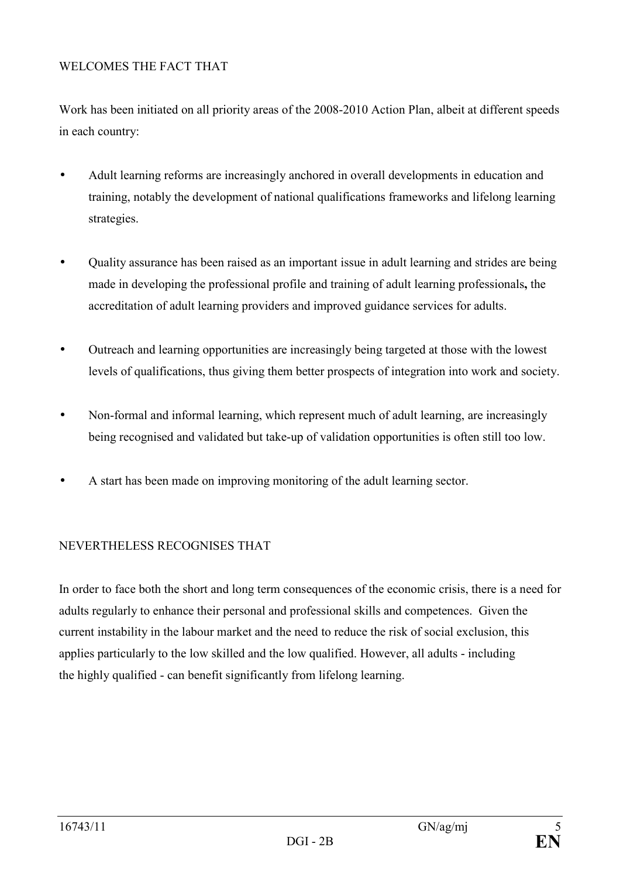WELCOMES THE FACT THAT

Work has been initiated on all priority areas of the 2008-2010 Action Plan, albeit at different speeds in each country:

- Adult learning reforms are increasingly anchored in overall developments in education and training, notably the development of national qualifications frameworks and lifelong learning strategies.

- Quality assurance has been raised as an important issue in adult learning and strides are being made in developing the professional profile and training of adult learning professionals**,** the accreditation of adult learning providers and improved guidance services for adults.

- Outreach and learning opportunities are increasingly being targeted at those with the lowest levels of qualifications, thus giving them better prospects of integration into work and society.

- Non-formal and informal learning, which represent much of adult learning, are increasingly being recognised and validated but take-up of validation opportunities is often still too low.

- A start has been made on improving monitoring of the adult learning sector.

NEVERTHELESS RECOGNISES THAT

In order to face both the short and long term consequences of the economic crisis, there is a need for adults regularly to enhance their personal and professional skills and competences. Given the current instability in the labour market and the need to reduce the risk of social exclusion, this applies particularly to the low skilled and the low qualified. However, all adults - including the highly qualified - can benefit significantly from lifelong learning.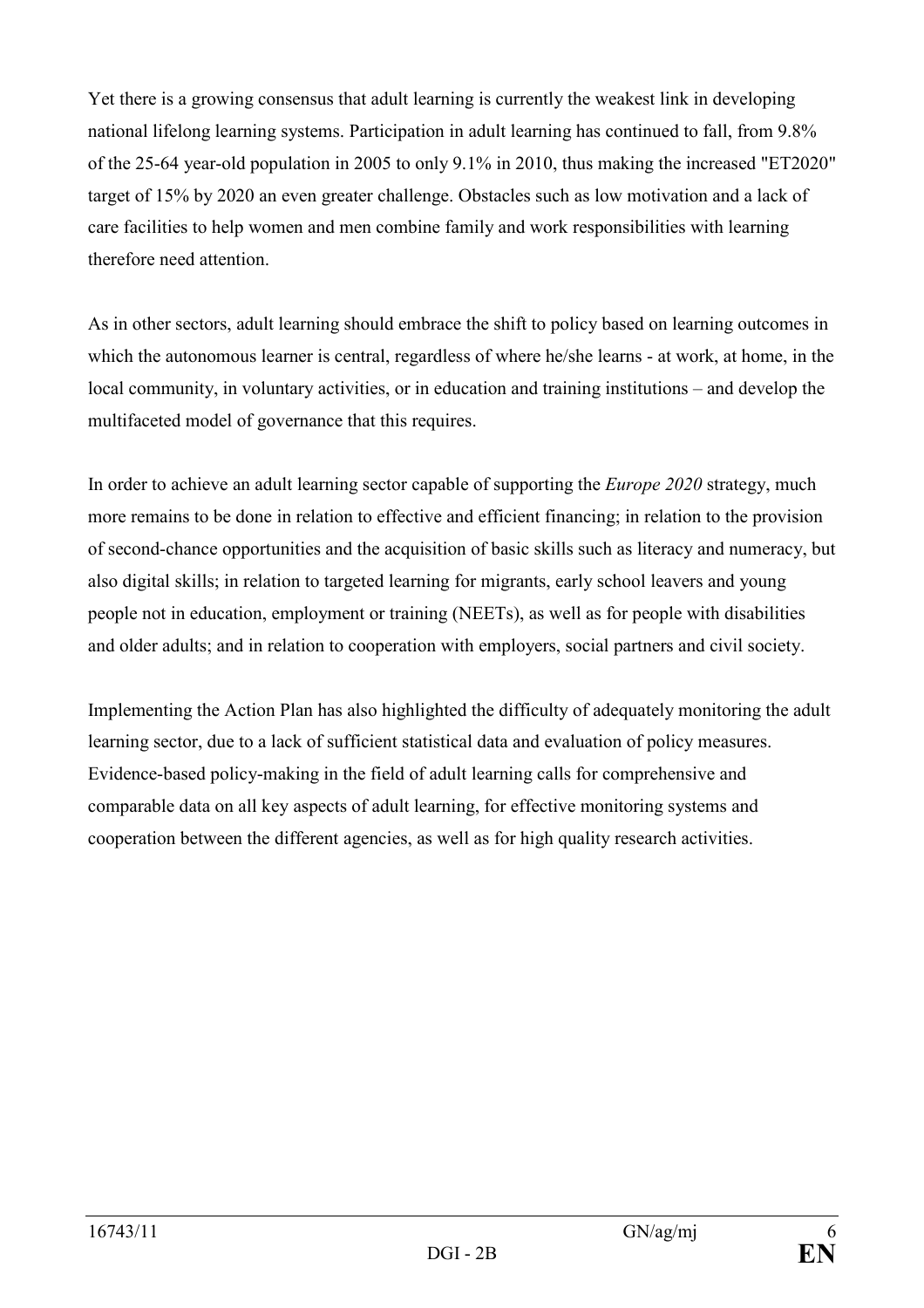Yet there is a growing consensus that adult learning is currently the weakest link in developing national lifelong learning systems. Participation in adult learning has continued to fall, from 9.8% of the 25-64 year-old population in 2005 to only 9.1% in 2010, thus making the increased "ET2020" target of 15% by 2020 an even greater challenge. Obstacles such as low motivation and a lack of care facilities to help women and men combine family and work responsibilities with learning therefore need attention.

As in other sectors, adult learning should embrace the shift to policy based on learning outcomes in which the autonomous learner is central, regardless of where he/she learns - at work, at home, in the local community, in voluntary activities, or in education and training institutions – and develop the multifaceted model of governance that this requires.

In order to achieve an adult learning sector capable of supporting the *Europe 2020* strategy, much more remains to be done in relation to effective and efficient financing; in relation to the provision of second-chance opportunities and the acquisition of basic skills such as literacy and numeracy, but also digital skills; in relation to targeted learning for migrants, early school leavers and young people not in education, employment or training (NEETs), as well as for people with disabilities and older adults; and in relation to cooperation with employers, social partners and civil society.

Implementing the Action Plan has also highlighted the difficulty of adequately monitoring the adult learning sector, due to a lack of sufficient statistical data and evaluation of policy measures. Evidence-based policy-making in the field of adult learning calls for comprehensive and comparable data on all key aspects of adult learning, for effective monitoring systems and cooperation between the different agencies, as well as for high quality research activities.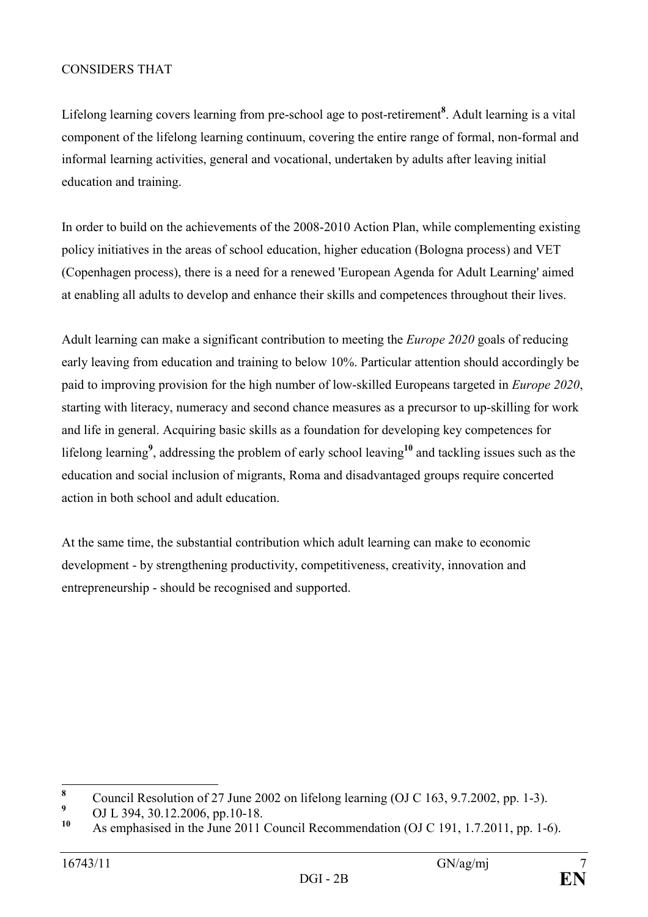CONSIDERS THAT

Lifelong learning covers learning from pre-school age to post-retirement[8]. Adult learning is a vital component of the lifelong learning continuum, covering the entire range of formal, non-formal and informal learning activities, general and vocational, undertaken by adults after leaving initial education and training.

In order to build on the achievements of the 2008-2010 Action Plan, while complementing existing policy initiatives in the areas of school education, higher education (Bologna process) and VET (Copenhagen process), there is a need for a renewed 'European Agenda for Adult Learning' aimed at enabling all adults to develop and enhance their skills and competences throughout their lives.

Adult learning can make a significant contribution to meeting the *Europe 2020* goals of reducing early leaving from education and training to below 10%. Particular attention should accordingly be paid to improving provision for the high number of low-skilled Europeans targeted in *Europe 2020*, starting with literacy, numeracy and second chance measures as a precursor to up-skilling for work and life in general. Acquiring basic skills as a foundation for developing key competences for lifelong learning[9], addressing the problem of early school leaving[10] and tackling issues such as the education and social inclusion of migrants, Roma and disadvantaged groups require concerted action in both school and adult education.

At the same time, the substantial contribution which adult learning can make to economic development - by strengthening productivity, competitiveness, creativity, innovation and entrepreneurship - should be recognised and supported.

---

[8] Council Resolution of 27 June 2002 on lifelong learning (OJ C 163, 9.7.2002, pp. 1-3).

[9] OJ L 394, 30.12.2006, pp.10-18.

[10] As emphasised in the June 2011 Council Recommendation (OJ C 191, 1.7.2011, pp. 1-6).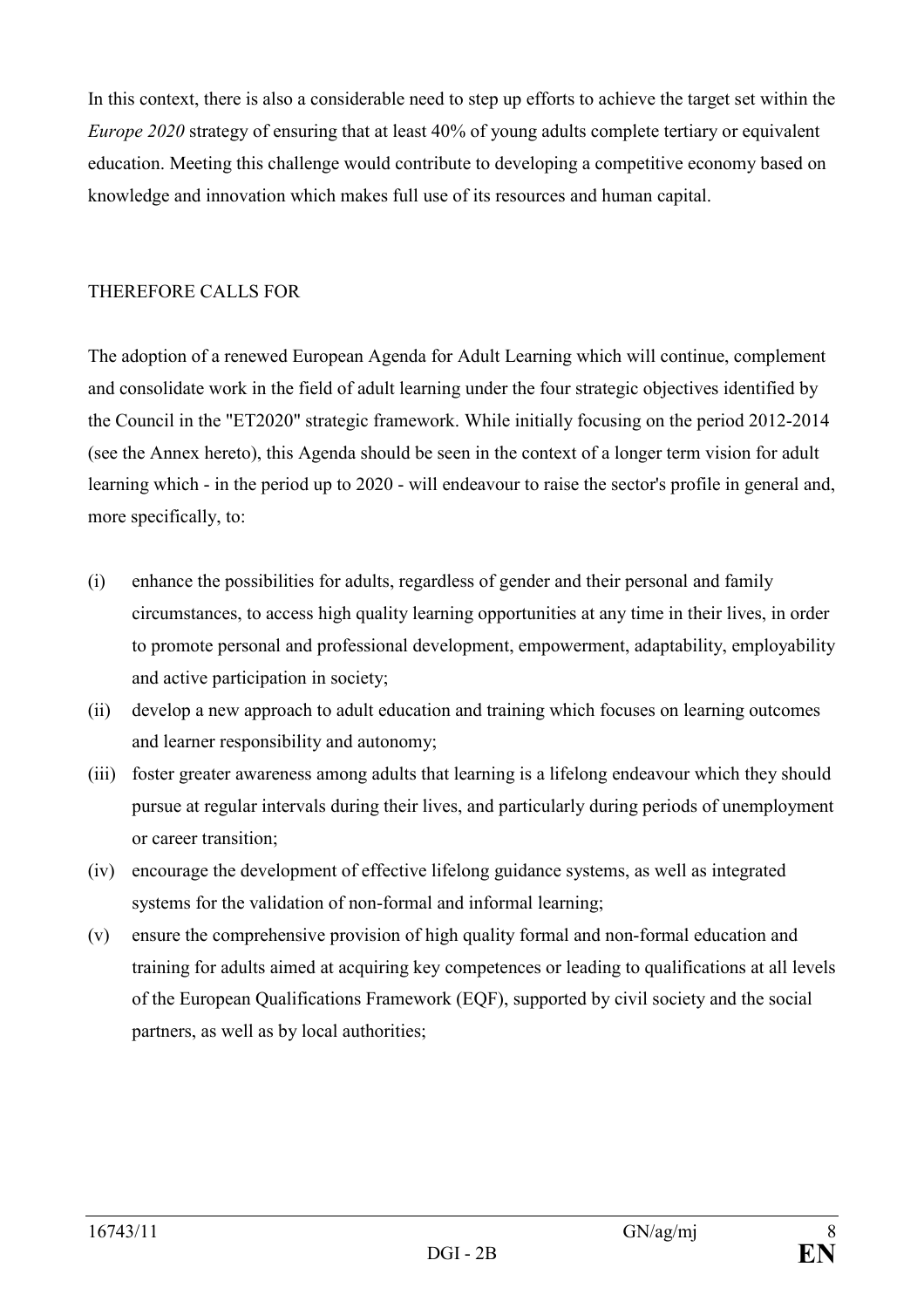In this context, there is also a considerable need to step up efforts to achieve the target set within the *Europe 2020* strategy of ensuring that at least 40% of young adults complete tertiary or equivalent education. Meeting this challenge would contribute to developing a competitive economy based on knowledge and innovation which makes full use of its resources and human capital.

THEREFORE CALLS FOR

The adoption of a renewed European Agenda for Adult Learning which will continue, complement and consolidate work in the field of adult learning under the four strategic objectives identified by the Council in the "ET2020" strategic framework. While initially focusing on the period 2012-2014 (see the Annex hereto), this Agenda should be seen in the context of a longer term vision for adult learning which - in the period up to 2020 - will endeavour to raise the sector's profile in general and, more specifically, to:

(i) enhance the possibilities for adults, regardless of gender and their personal and family circumstances, to access high quality learning opportunities at any time in their lives, in order to promote personal and professional development, empowerment, adaptability, employability and active participation in society;

(ii) develop a new approach to adult education and training which focuses on learning outcomes and learner responsibility and autonomy;

(iii) foster greater awareness among adults that learning is a lifelong endeavour which they should pursue at regular intervals during their lives, and particularly during periods of unemployment or career transition;

(iv) encourage the development of effective lifelong guidance systems, as well as integrated systems for the validation of non-formal and informal learning;

(v) ensure the comprehensive provision of high quality formal and non-formal education and training for adults aimed at acquiring key competences or leading to qualifications at all levels of the European Qualifications Framework (EQF), supported by civil society and the social partners, as well as by local authorities;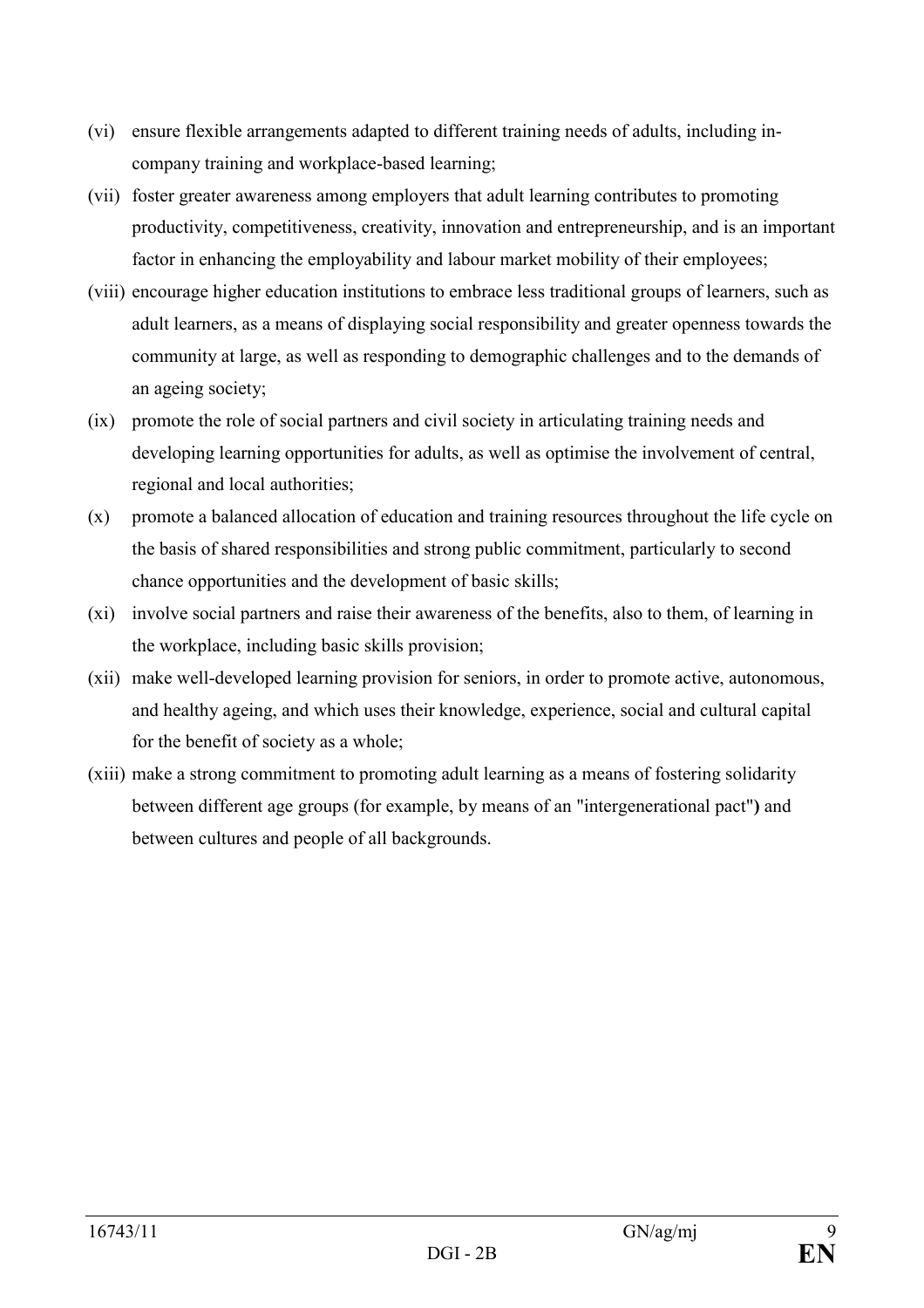(vi) ensure flexible arrangements adapted to different training needs of adults, including in-company training and workplace-based learning;

(vii) foster greater awareness among employers that adult learning contributes to promoting productivity, competitiveness, creativity, innovation and entrepreneurship, and is an important factor in enhancing the employability and labour market mobility of their employees;

(viii) encourage higher education institutions to embrace less traditional groups of learners, such as adult learners, as a means of displaying social responsibility and greater openness towards the community at large, as well as responding to demographic challenges and to the demands of an ageing society;

(ix) promote the role of social partners and civil society in articulating training needs and developing learning opportunities for adults, as well as optimise the involvement of central, regional and local authorities;

(x) promote a balanced allocation of education and training resources throughout the life cycle on the basis of shared responsibilities and strong public commitment, particularly to second chance opportunities and the development of basic skills;

(xi) involve social partners and raise their awareness of the benefits, also to them, of learning in the workplace, including basic skills provision;

(xii) make well-developed learning provision for seniors, in order to promote active, autonomous, and healthy ageing, and which uses their knowledge, experience, social and cultural capital for the benefit of society as a whole;

(xiii) make a strong commitment to promoting adult learning as a means of fostering solidarity between different age groups (for example, by means of an "intergenerational pact"**)** and between cultures and people of all backgrounds.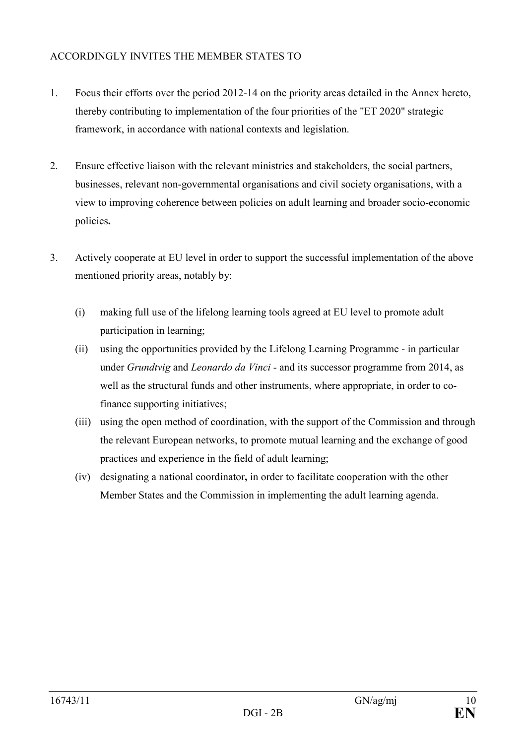ACCORDINGLY INVITES THE MEMBER STATES TO

1. Focus their efforts over the period 2012-14 on the priority areas detailed in the Annex hereto, thereby contributing to implementation of the four priorities of the "ET 2020" strategic framework, in accordance with national contexts and legislation.

2. Ensure effective liaison with the relevant ministries and stakeholders, the social partners, businesses, relevant non-governmental organisations and civil society organisations, with a view to improving coherence between policies on adult learning and broader socio-economic policies**.**

3. Actively cooperate at EU level in order to support the successful implementation of the above mentioned priority areas, notably by:

   (i) making full use of the lifelong learning tools agreed at EU level to promote adult participation in learning;

   (ii) using the opportunities provided by the Lifelong Learning Programme - in particular under *Grundtvig* and *Leonardo da Vinci* - and its successor programme from 2014, as well as the structural funds and other instruments, where appropriate, in order to co-finance supporting initiatives;

   (iii) using the open method of coordination, with the support of the Commission and through the relevant European networks, to promote mutual learning and the exchange of good practices and experience in the field of adult learning;

   (iv) designating a national coordinator**,** in order to facilitate cooperation with the other Member States and the Commission in implementing the adult learning agenda.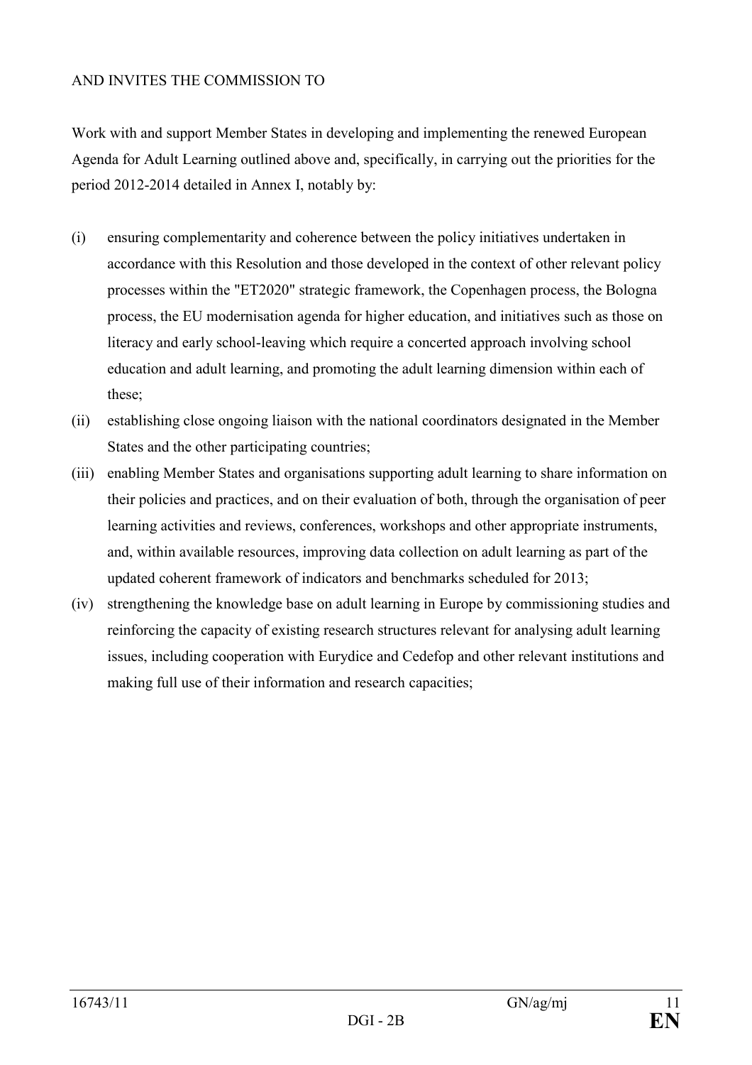AND INVITES THE COMMISSION TO

Work with and support Member States in developing and implementing the renewed European Agenda for Adult Learning outlined above and, specifically, in carrying out the priorities for the period 2012-2014 detailed in Annex I, notably by:

(i) ensuring complementarity and coherence between the policy initiatives undertaken in accordance with this Resolution and those developed in the context of other relevant policy processes within the "ET2020" strategic framework, the Copenhagen process, the Bologna process, the EU modernisation agenda for higher education, and initiatives such as those on literacy and early school-leaving which require a concerted approach involving school education and adult learning, and promoting the adult learning dimension within each of these;

(ii) establishing close ongoing liaison with the national coordinators designated in the Member States and the other participating countries;

(iii) enabling Member States and organisations supporting adult learning to share information on their policies and practices, and on their evaluation of both, through the organisation of peer learning activities and reviews, conferences, workshops and other appropriate instruments, and, within available resources, improving data collection on adult learning as part of the updated coherent framework of indicators and benchmarks scheduled for 2013;

(iv) strengthening the knowledge base on adult learning in Europe by commissioning studies and reinforcing the capacity of existing research structures relevant for analysing adult learning issues, including cooperation with Eurydice and Cedefop and other relevant institutions and making full use of their information and research capacities;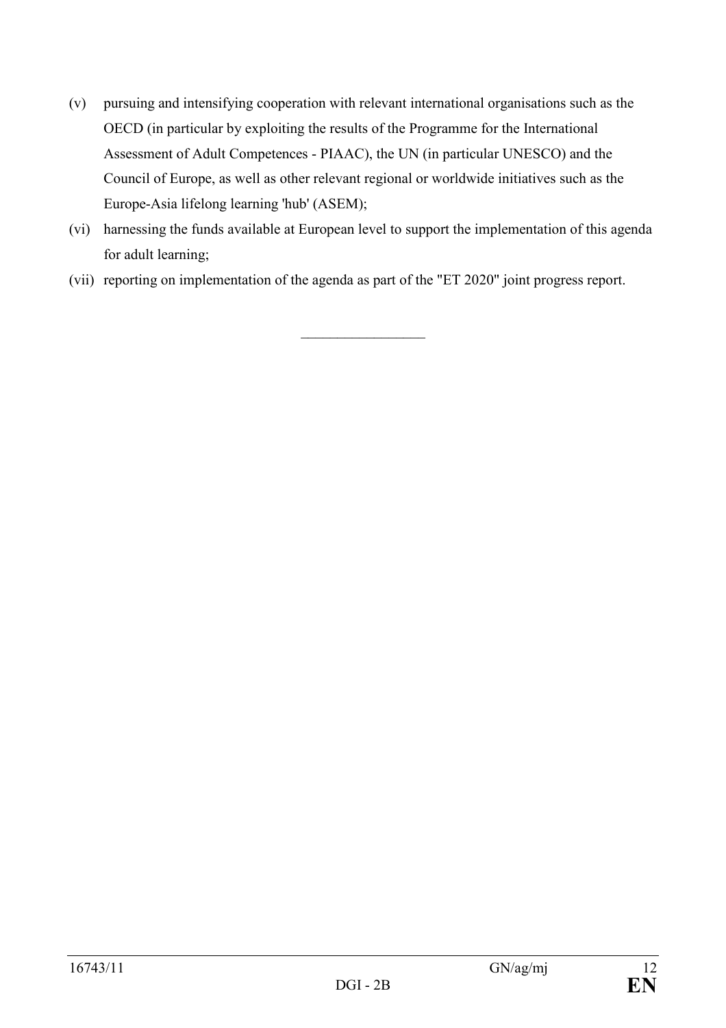(v) pursuing and intensifying cooperation with relevant international organisations such as the OECD (in particular by exploiting the results of the Programme for the International Assessment of Adult Competences - PIAAC), the UN (in particular UNESCO) and the Council of Europe, as well as other relevant regional or worldwide initiatives such as the Europe-Asia lifelong learning 'hub' (ASEM);

(vi) harnessing the funds available at European level to support the implementation of this agenda for adult learning;

(vii) reporting on implementation of the agenda as part of the "ET 2020" joint progress report.

\_\_\_\_\_\_\_\_\_\_\_\_\_\_\_\_\_\_\_\_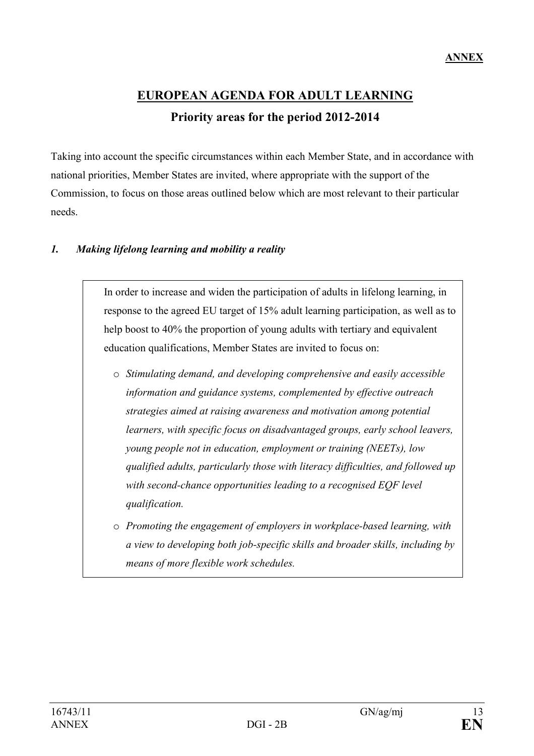**ANNEX**

# EUROPEAN AGENDA FOR ADULT LEARNING

## Priority areas for the period 2012-2014

Taking into account the specific circumstances within each Member State, and in accordance with national priorities, Member States are invited, where appropriate with the support of the Commission, to focus on those areas outlined below which are most relevant to their particular needs.

### *1. Making lifelong learning and mobility a reality*

In order to increase and widen the participation of adults in lifelong learning, in response to the agreed EU target of 15% adult learning participation, as well as to help boost to 40% the proportion of young adults with tertiary and equivalent education qualifications, Member States are invited to focus on:

- *Stimulating demand, and developing comprehensive and easily accessible information and guidance systems, complemented by effective outreach strategies aimed at raising awareness and motivation among potential learners, with specific focus on disadvantaged groups, early school leavers, young people not in education, employment or training (NEETs), low qualified adults, particularly those with literacy difficulties, and followed up with second-chance opportunities leading to a recognised EQF level qualification.*
- *Promoting the engagement of employers in workplace-based learning, with a view to developing both job-specific skills and broader skills, including by means of more flexible work schedules.*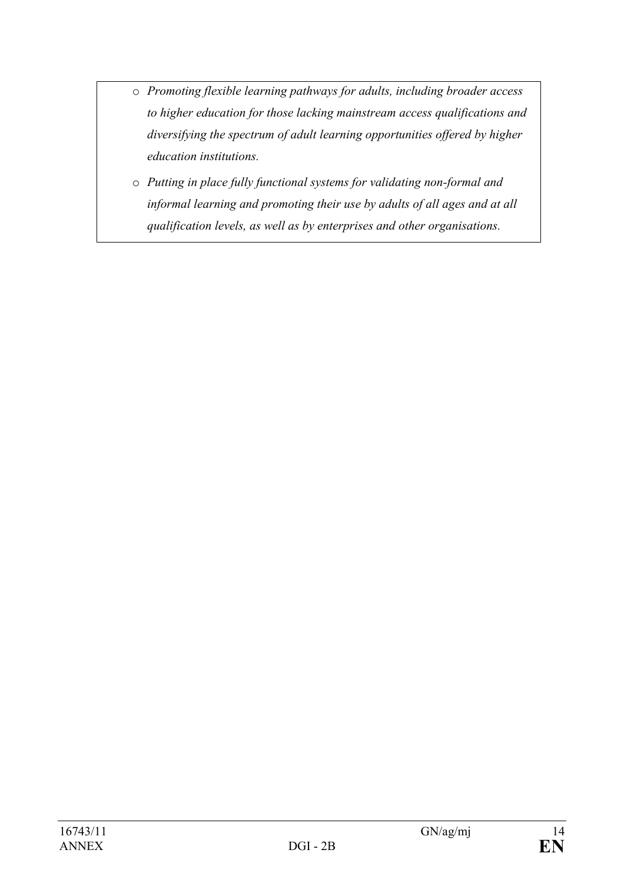- *Promoting flexible learning pathways for adults, including broader access to higher education for those lacking mainstream access qualifications and diversifying the spectrum of adult learning opportunities offered by higher education institutions.*
- *Putting in place fully functional systems for validating non-formal and informal learning and promoting their use by adults of all ages and at all qualification levels, as well as by enterprises and other organisations.*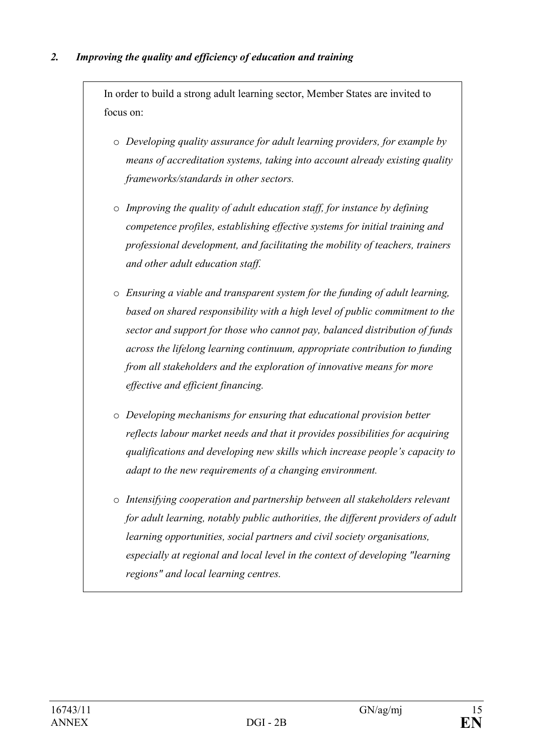## *2. Improving the quality and efficiency of education and training*

In order to build a strong adult learning sector, Member States are invited to focus on:

- *Developing quality assurance for adult learning providers, for example by means of accreditation systems, taking into account already existing quality frameworks/standards in other sectors.*
- *Improving the quality of adult education staff, for instance by defining competence profiles, establishing effective systems for initial training and professional development, and facilitating the mobility of teachers, trainers and other adult education staff.*
- *Ensuring a viable and transparent system for the funding of adult learning, based on shared responsibility with a high level of public commitment to the sector and support for those who cannot pay, balanced distribution of funds across the lifelong learning continuum, appropriate contribution to funding from all stakeholders and the exploration of innovative means for more effective and efficient financing.*
- *Developing mechanisms for ensuring that educational provision better reflects labour market needs and that it provides possibilities for acquiring qualifications and developing new skills which increase people's capacity to adapt to the new requirements of a changing environment.*
- *Intensifying cooperation and partnership between all stakeholders relevant for adult learning, notably public authorities, the different providers of adult learning opportunities, social partners and civil society organisations, especially at regional and local level in the context of developing "learning regions" and local learning centres.*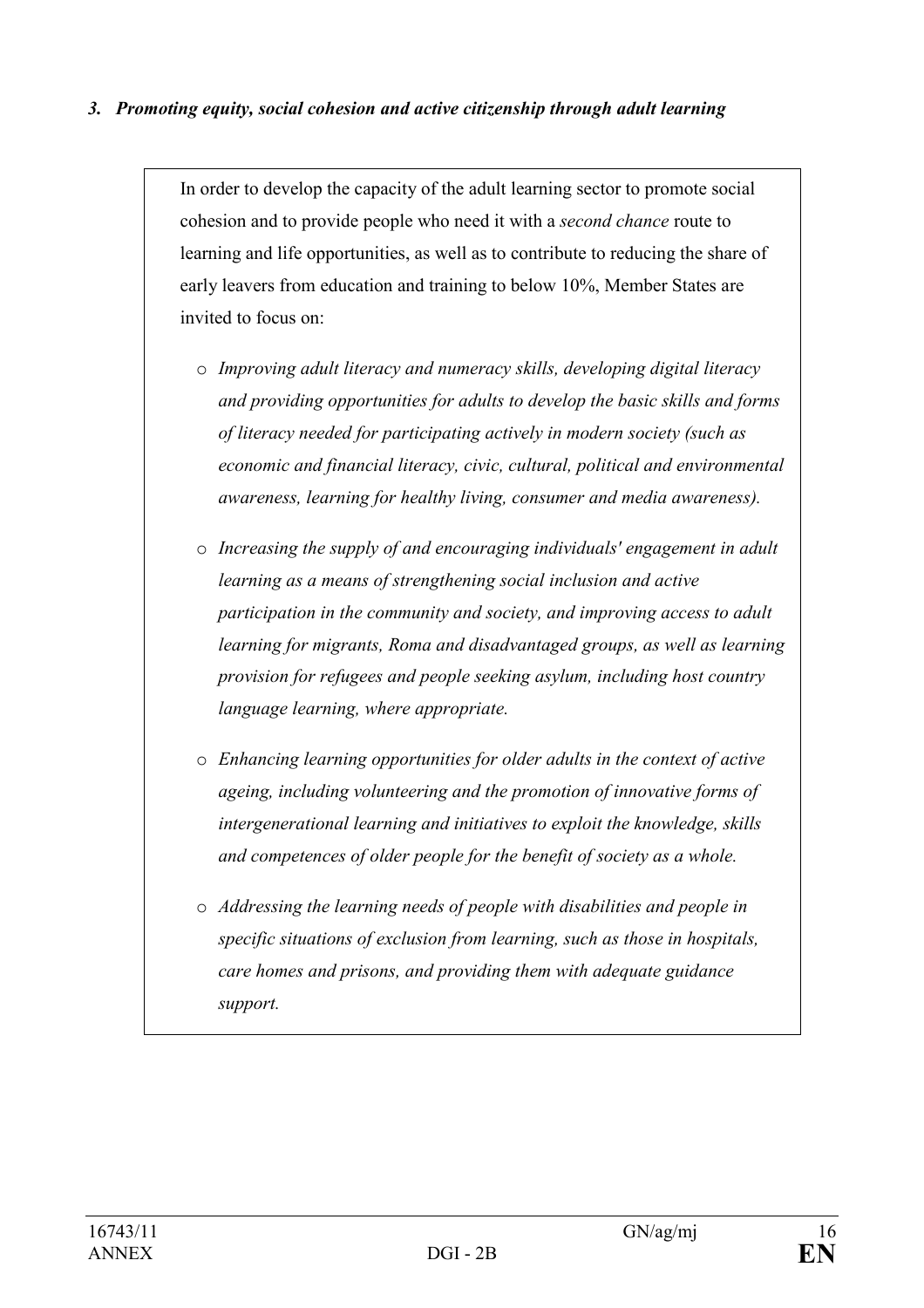### *3. Promoting equity, social cohesion and active citizenship through adult learning*

In order to develop the capacity of the adult learning sector to promote social cohesion and to provide people who need it with a *second chance* route to learning and life opportunities, as well as to contribute to reducing the share of early leavers from education and training to below 10%, Member States are invited to focus on:

- *Improving adult literacy and numeracy skills, developing digital literacy and providing opportunities for adults to develop the basic skills and forms of literacy needed for participating actively in modern society (such as economic and financial literacy, civic, cultural, political and environmental awareness, learning for healthy living, consumer and media awareness).*
- *Increasing the supply of and encouraging individuals' engagement in adult learning as a means of strengthening social inclusion and active participation in the community and society, and improving access to adult learning for migrants, Roma and disadvantaged groups, as well as learning provision for refugees and people seeking asylum, including host country language learning, where appropriate.*
- *Enhancing learning opportunities for older adults in the context of active ageing, including volunteering and the promotion of innovative forms of intergenerational learning and initiatives to exploit the knowledge, skills and competences of older people for the benefit of society as a whole.*
- *Addressing the learning needs of people with disabilities and people in specific situations of exclusion from learning, such as those in hospitals, care homes and prisons, and providing them with adequate guidance support.*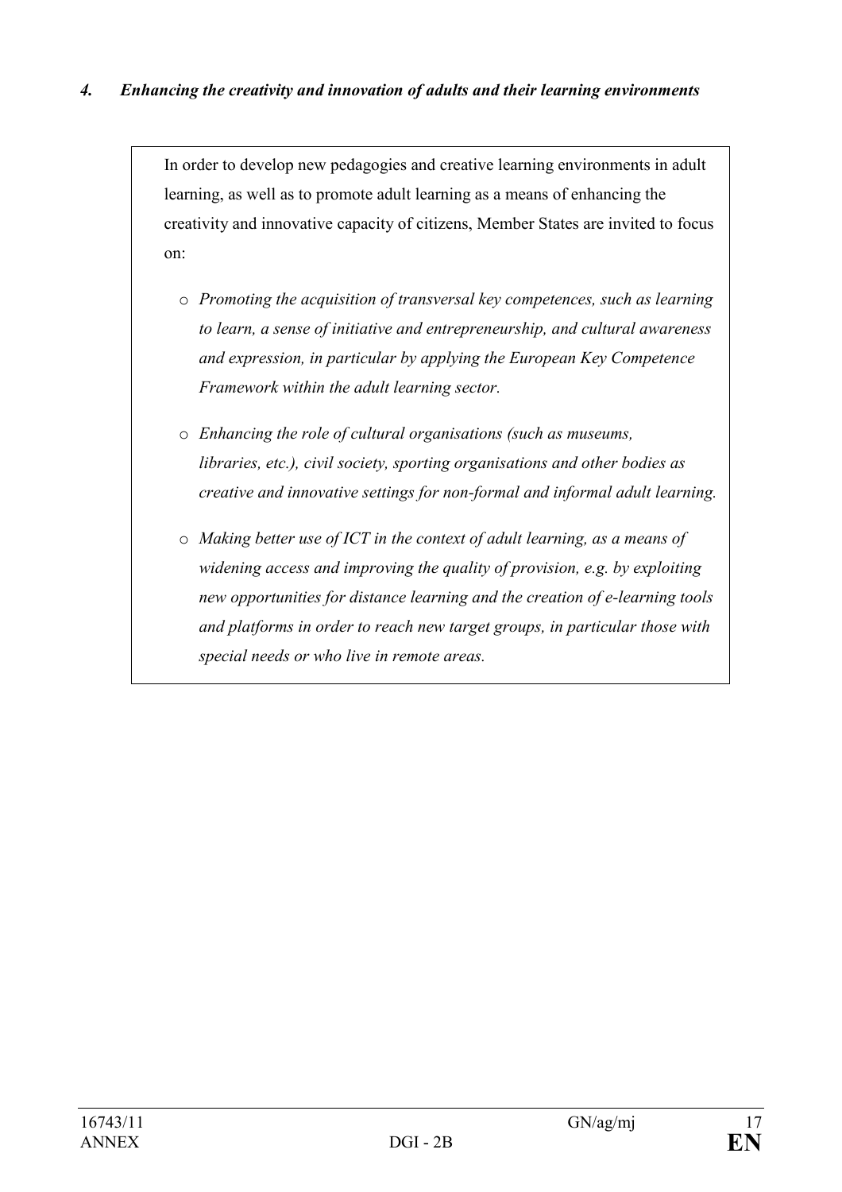#### *4. Enhancing the creativity and innovation of adults and their learning environments*

In order to develop new pedagogies and creative learning environments in adult learning, as well as to promote adult learning as a means of enhancing the creativity and innovative capacity of citizens, Member States are invited to focus on:

- *Promoting the acquisition of transversal key competences, such as learning to learn, a sense of initiative and entrepreneurship, and cultural awareness and expression, in particular by applying the European Key Competence Framework within the adult learning sector.*
- *Enhancing the role of cultural organisations (such as museums, libraries, etc.), civil society, sporting organisations and other bodies as creative and innovative settings for non-formal and informal adult learning.*
- *Making better use of ICT in the context of adult learning, as a means of widening access and improving the quality of provision, e.g. by exploiting new opportunities for distance learning and the creation of e-learning tools and platforms in order to reach new target groups, in particular those with special needs or who live in remote areas.*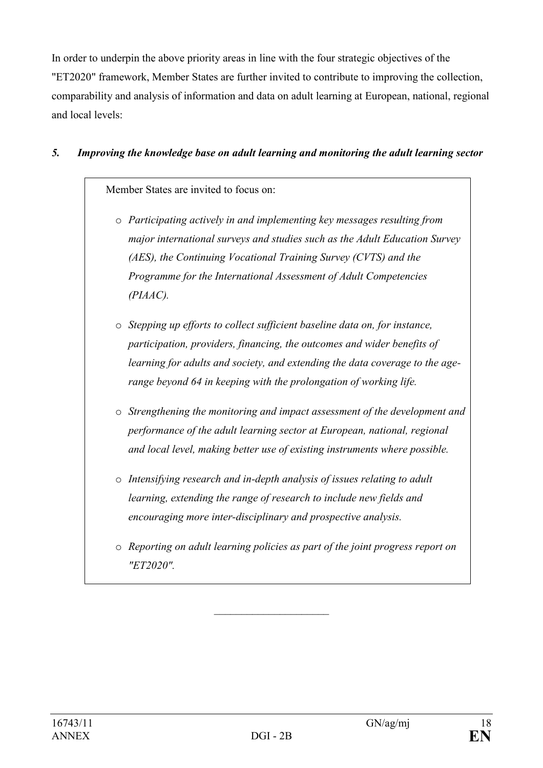In order to underpin the above priority areas in line with the four strategic objectives of the "ET2020" framework, Member States are further invited to contribute to improving the collection, comparability and analysis of information and data on adult learning at European, national, regional and local levels:

### *5. Improving the knowledge base on adult learning and monitoring the adult learning sector*

Member States are invited to focus on:

- *Participating actively in and implementing key messages resulting from major international surveys and studies such as the Adult Education Survey (AES), the Continuing Vocational Training Survey (CVTS) and the Programme for the International Assessment of Adult Competencies (PIAAC).*
- *Stepping up efforts to collect sufficient baseline data on, for instance, participation, providers, financing, the outcomes and wider benefits of learning for adults and society, and extending the data coverage to the age-range beyond 64 in keeping with the prolongation of working life.*
- *Strengthening the monitoring and impact assessment of the development and performance of the adult learning sector at European, national, regional and local level, making better use of existing instruments where possible.*
- *Intensifying research and in-depth analysis of issues relating to adult learning, extending the range of research to include new fields and encouraging more inter-disciplinary and prospective analysis.*
- *Reporting on adult learning policies as part of the joint progress report on "ET2020".*

______________________